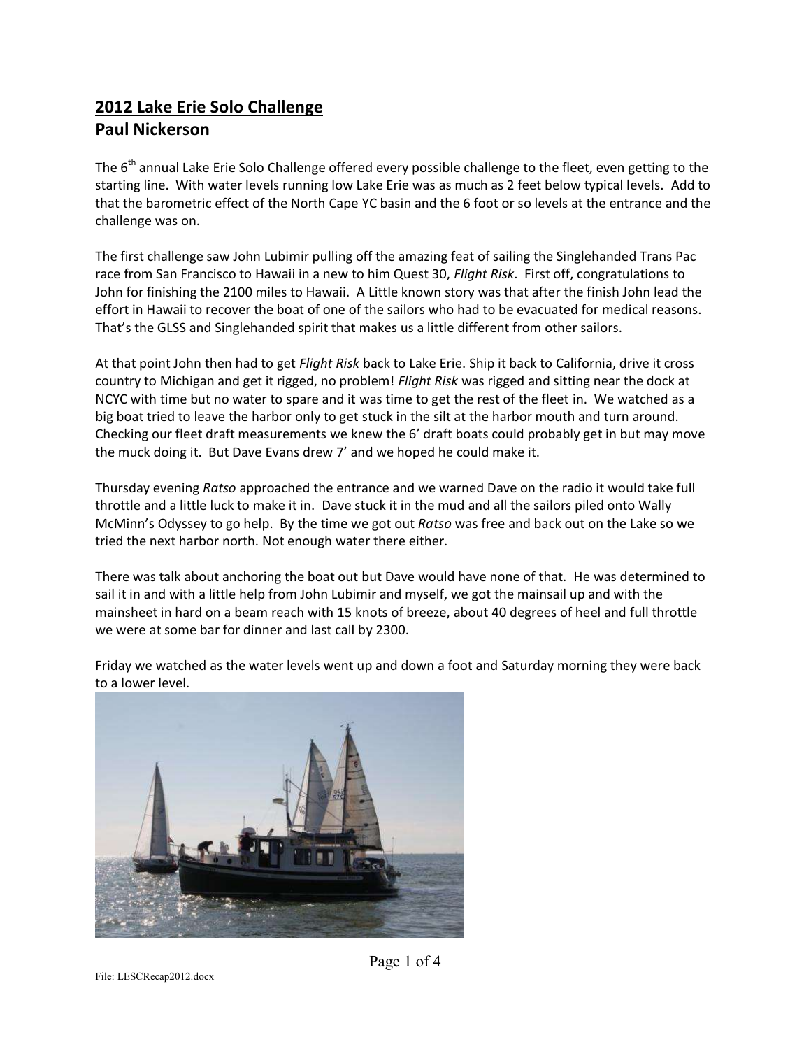# 2012 Lake Erie Solo Challenge

## Paul Nickerson

The 6th annual Lake Erie Solo Challenge offered every possible challenge to the fleet, even getting to the starting line. With water levels running low Lake Erie was as much as 2 feet below typical levels. Add to that the barometric effect of the North Cape YC basin and the 6 foot or so levels at the entrance and the challenge was on.

The first challenge saw John Lubimir pulling off the amazing feat of sailing the Singlehanded Trans Pac race from San Francisco to Hawaii in a new to him Quest 30, *Flight Risk*. First off, congratulations to John for finishing the 2100 miles to Hawaii. A Little known story was that after the finish John lead the effort in Hawaii to recover the boat of one of the sailors who had to be evacuated for medical reasons. That's the GLSS and Singlehanded spirit that makes us a little different from other sailors.

At that point John then had to get *Flight Risk* back to Lake Erie. Ship it back to California, drive it cross country to Michigan and get it rigged, no problem! *Flight Risk* was rigged and sitting near the dock at NCYC with time but no water to spare and it was time to get the rest of the fleet in. We watched as a big boat tried to leave the harbor only to get stuck in the silt at the harbor mouth and turn around. Checking our fleet draft measurements we knew the 6' draft boats could probably get in but may move the muck doing it. But Dave Evans drew 7' and we hoped he could make it.

Thursday evening *Ratso* approached the entrance and we warned Dave on the radio it would take full throttle and a little luck to make it in. Dave stuck it in the mud and all the sailors piled onto Wally McMinn's Odyssey to go help. By the time we got out *Ratso* was free and back out on the Lake so we tried the next harbor north. Not enough water there either.

There was talk about anchoring the boat out but Dave would have none of that. He was determined to sail it in and with a little help from John Lubimir and myself, we got the mainsail up and with the mainsheet in hard on a beam reach with 15 knots of breeze, about 40 degrees of heel and full throttle we were at some bar for dinner and last call by 2300.

Friday we watched as the water levels went up and down a foot and Saturday morning they were back to a lower level.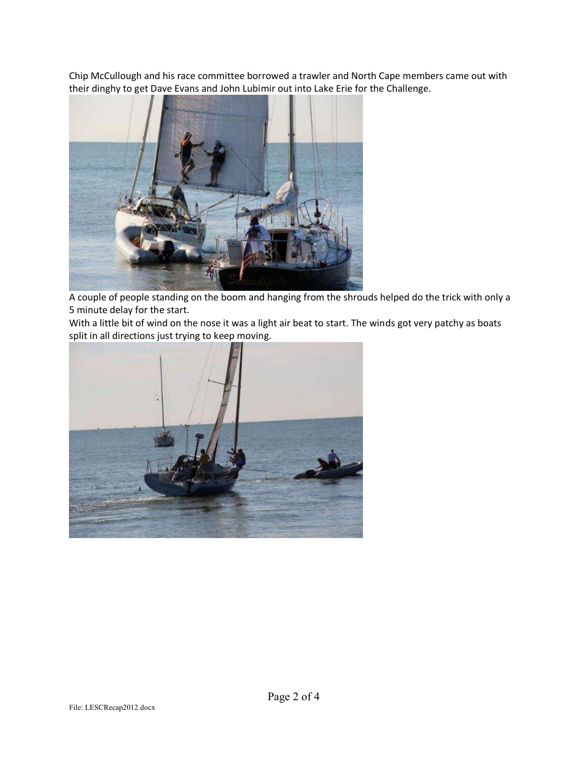Chip McCullough and his race committee borrowed a trawler and North Cape members came out with their dinghy to get Dave Evans and John Lubimir out into Lake Erie for the Challenge.

A couple of people standing on the boom and hanging from the shrouds helped do the trick with only a 5 minute delay for the start.

With a little bit of wind on the nose it was a light air beat to start. The winds got very patchy as boats split in all directions just trying to keep moving.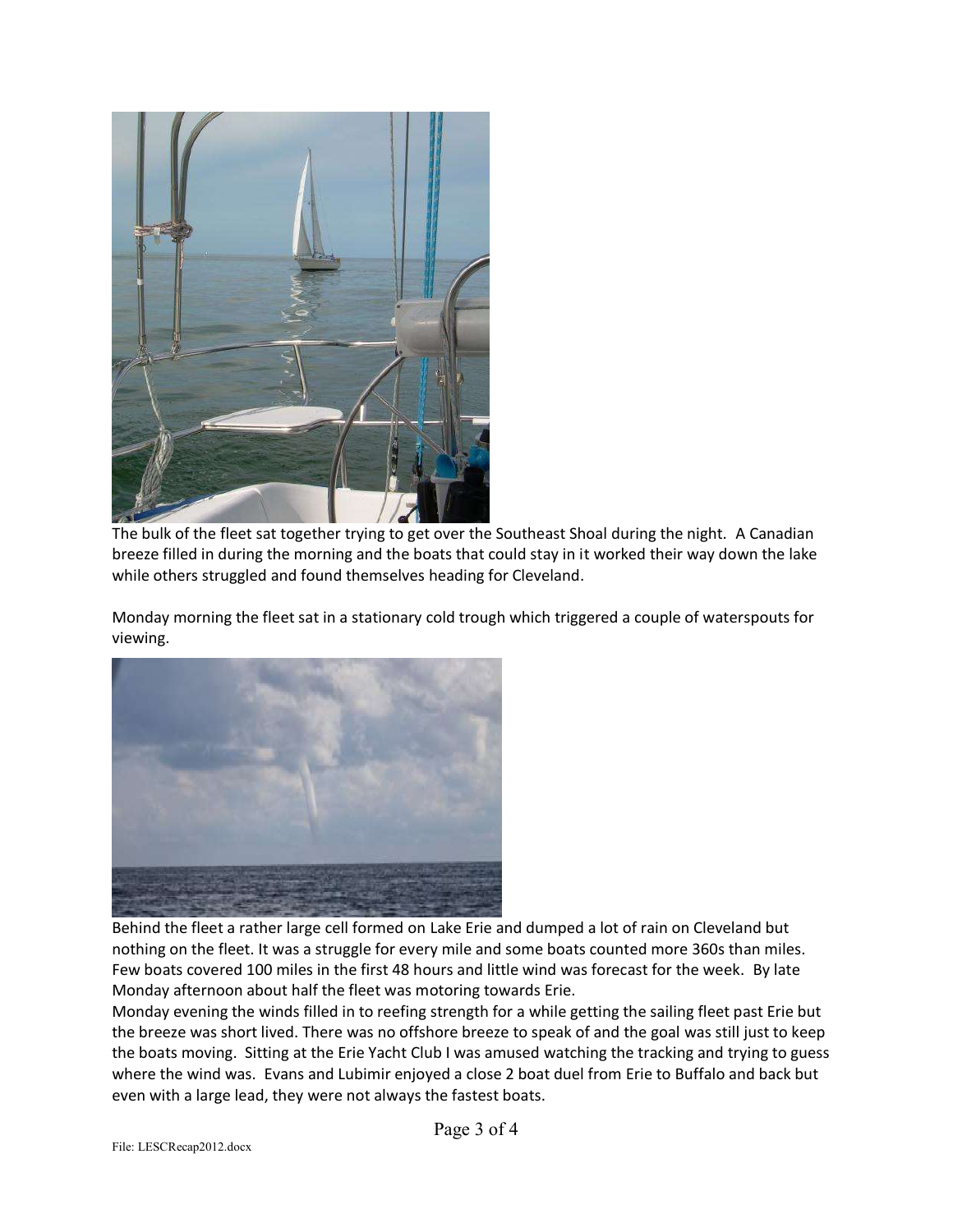The bulk of the fleet sat together trying to get over the Southeast Shoal during the night. A Canadian breeze filled in during the morning and the boats that could stay in it worked their way down the lake while others struggled and found themselves heading for Cleveland.

Monday morning the fleet sat in a stationary cold trough which triggered a couple of waterspouts for viewing.

Behind the fleet a rather large cell formed on Lake Erie and dumped a lot of rain on Cleveland but nothing on the fleet. It was a struggle for every mile and some boats counted more 360s than miles. Few boats covered 100 miles in the first 48 hours and little wind was forecast for the week. By late Monday afternoon about half the fleet was motoring towards Erie.

Monday evening the winds filled in to reefing strength for a while getting the sailing fleet past Erie but the breeze was short lived. There was no offshore breeze to speak of and the goal was still just to keep the boats moving. Sitting at the Erie Yacht Club I was amused watching the tracking and trying to guess where the wind was. Evans and Lubimir enjoyed a close 2 boat duel from Erie to Buffalo and back but even with a large lead, they were not always the fastest boats.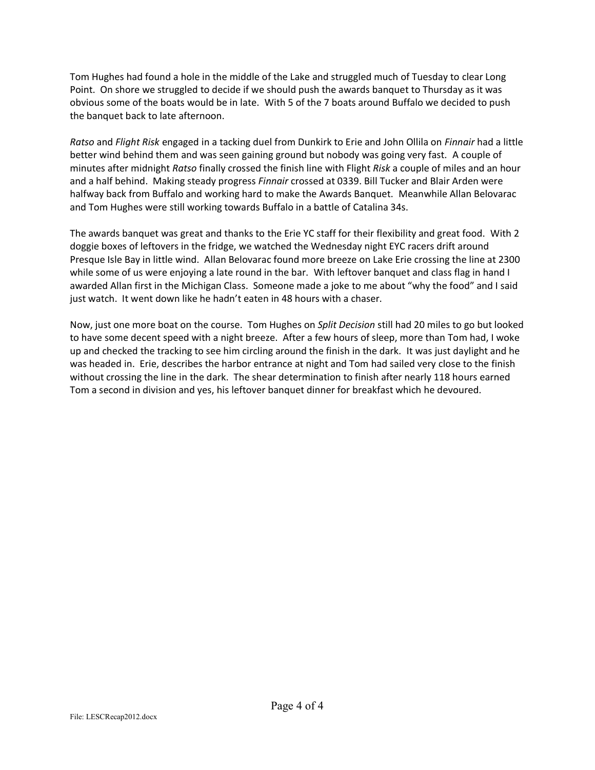Tom Hughes had found a hole in the middle of the Lake and struggled much of Tuesday to clear Long Point. On shore we struggled to decide if we should push the awards banquet to Thursday as it was obvious some of the boats would be in late. With 5 of the 7 boats around Buffalo we decided to push the banquet back to late afternoon.

*Ratso* and *Flight Risk* engaged in a tacking duel from Dunkirk to Erie and John Ollila on *Finnair* had a little better wind behind them and was seen gaining ground but nobody was going very fast. A couple of minutes after midnight *Ratso* finally crossed the finish line with Flight *Risk* a couple of miles and an hour and a half behind. Making steady progress *Finnair* crossed at 0339. Bill Tucker and Blair Arden were halfway back from Buffalo and working hard to make the Awards Banquet. Meanwhile Allan Belovarac and Tom Hughes were still working towards Buffalo in a battle of Catalina 34s.

The awards banquet was great and thanks to the Erie YC staff for their flexibility and great food. With 2 doggie boxes of leftovers in the fridge, we watched the Wednesday night EYC racers drift around Presque Isle Bay in little wind. Allan Belovarac found more breeze on Lake Erie crossing the line at 2300 while some of us were enjoying a late round in the bar. With leftover banquet and class flag in hand I awarded Allan first in the Michigan Class. Someone made a joke to me about "why the food" and I said just watch. It went down like he hadn't eaten in 48 hours with a chaser.

Now, just one more boat on the course. Tom Hughes on *Split Decision* still had 20 miles to go but looked to have some decent speed with a night breeze. After a few hours of sleep, more than Tom had, I woke up and checked the tracking to see him circling around the finish in the dark. It was just daylight and he was headed in. Erie, describes the harbor entrance at night and Tom had sailed very close to the finish without crossing the line in the dark. The shear determination to finish after nearly 118 hours earned Tom a second in division and yes, his leftover banquet dinner for breakfast which he devoured.